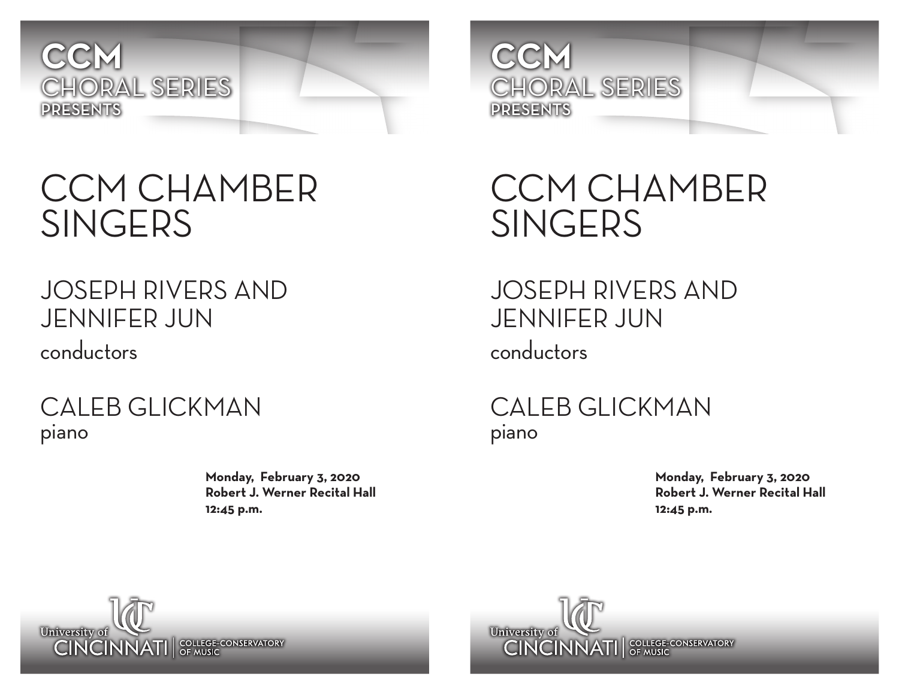CCM
CHORAL SERIES
PRESENTS

# CCM CHAMBER SINGERS

## JOSEPH RIVERS AND JENNIFER JUN

conductors

## CALEB GLICKMAN

piano

**Monday, February 3, 2020**
**Robert J. Werner Recital Hall**
**12:45 p.m.**

University of CINCINNATI | COLLEGE-CONSERVATORY OF MUSIC

CCM
CHORAL SERIES
PRESENTS

# CCM CHAMBER SINGERS

## JOSEPH RIVERS AND JENNIFER JUN

conductors

## CALEB GLICKMAN

piano

**Monday, February 3, 2020**
**Robert J. Werner Recital Hall**
**12:45 p.m.**

University of CINCINNATI | COLLEGE-CONSERVATORY OF MUSIC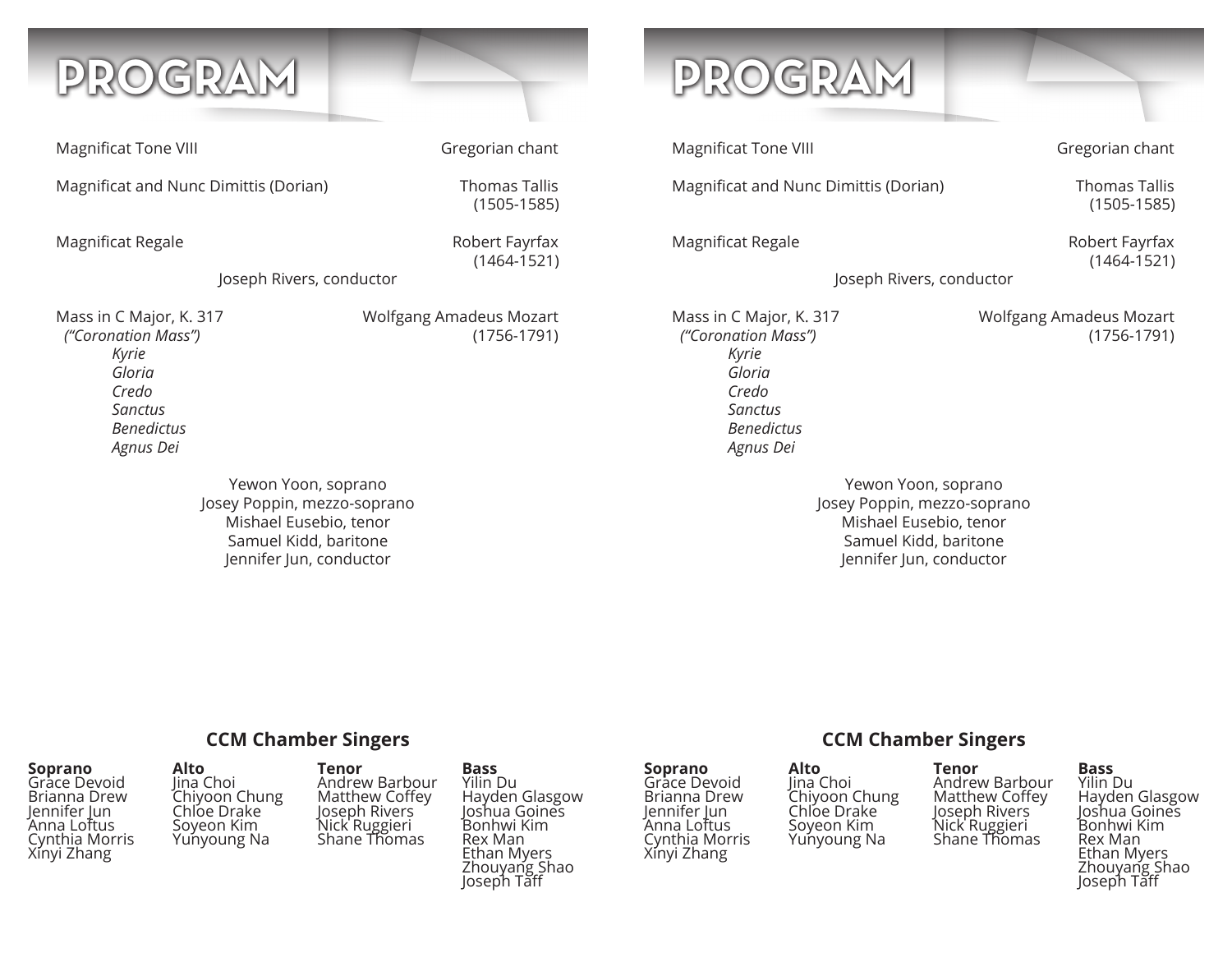# PROGRAM

Magnificat Tone VIII — Gregorian chant

Magnificat and Nunc Dimittis (Dorian) — Thomas Tallis (1505-1585)

Magnificat Regale — Robert Fayrfax (1464-1521)

Joseph Rivers, conductor

Mass in C Major, K. 317 — Wolfgang Amadeus Mozart (1756-1791)
*("Coronation Mass")*

*Kyrie*
*Gloria*
*Credo*
*Sanctus*
*Benedictus*
*Agnus Dei*

Yewon Yoon, soprano
Josey Poppin, mezzo-soprano
Mishael Eusebio, tenor
Samuel Kidd, baritone
Jennifer Jun, conductor

## CCM Chamber Singers

| Soprano | Alto | Tenor | Bass |
|---|---|---|---|
| Grace Devoid | Jina Choi | Andrew Barbour | Yilin Du |
| Brianna Drew | Chiyoon Chung | Matthew Coffey | Hayden Glasgow |
| Jennifer Jun | Chloe Drake | Joseph Rivers | Joshua Goines |
| Anna Loftus | Soyeon Kim | Nick Ruggieri | Bonhwi Kim |
| Cynthia Morris | Yunyoung Na | Shane Thomas | Rex Man |
| Xinyi Zhang | | | Ethan Myers |
| | | | Zhouyang Shao |
| | | | Joseph Taff |

# PROGRAM

Magnificat Tone VIII — Gregorian chant

Magnificat and Nunc Dimittis (Dorian) — Thomas Tallis (1505-1585)

Magnificat Regale — Robert Fayrfax (1464-1521)

Joseph Rivers, conductor

Mass in C Major, K. 317 — Wolfgang Amadeus Mozart (1756-1791)
*("Coronation Mass")*

*Kyrie*
*Gloria*
*Credo*
*Sanctus*
*Benedictus*
*Agnus Dei*

Yewon Yoon, soprano
Josey Poppin, mezzo-soprano
Mishael Eusebio, tenor
Samuel Kidd, baritone
Jennifer Jun, conductor

## CCM Chamber Singers

| Soprano | Alto | Tenor | Bass |
|---|---|---|---|
| Grace Devoid | Jina Choi | Andrew Barbour | Yilin Du |
| Brianna Drew | Chiyoon Chung | Matthew Coffey | Hayden Glasgow |
| Jennifer Jun | Chloe Drake | Joseph Rivers | Joshua Goines |
| Anna Loftus | Soyeon Kim | Nick Ruggieri | Bonhwi Kim |
| Cynthia Morris | Yunyoung Na | Shane Thomas | Rex Man |
| Xinyi Zhang | | | Ethan Myers |
| | | | Zhouyang Shao |
| | | | Joseph Taff |